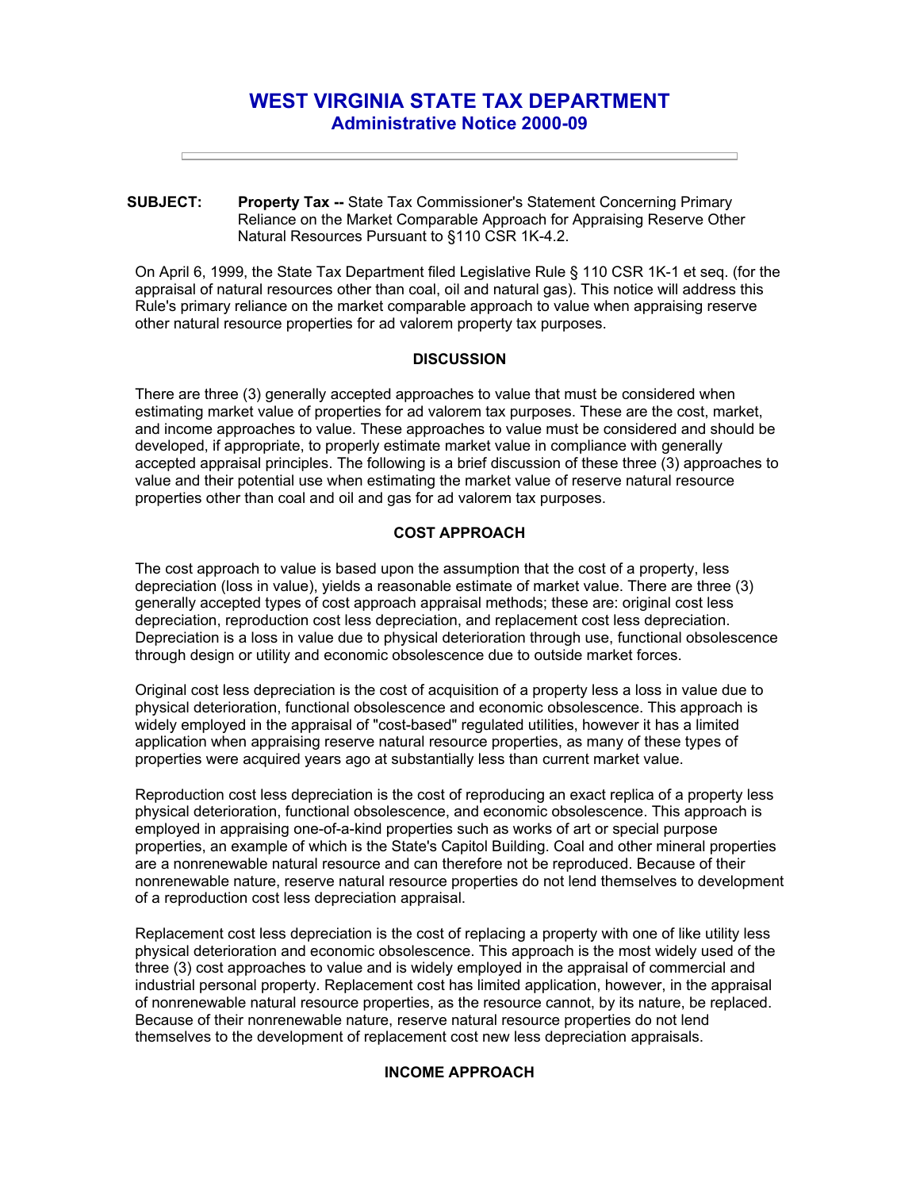# WEST VIRGINIA STATE TAX DEPARTMENT
## Administrative Notice 2000-09

---

**SUBJECT:** **Property Tax --** State Tax Commissioner's Statement Concerning Primary Reliance on the Market Comparable Approach for Appraising Reserve Other Natural Resources Pursuant to §110 CSR 1K-4.2.

On April 6, 1999, the State Tax Department filed Legislative Rule § 110 CSR 1K-1 et seq. (for the appraisal of natural resources other than coal, oil and natural gas). This notice will address this Rule's primary reliance on the market comparable approach to value when appraising reserve other natural resource properties for ad valorem property tax purposes.

### DISCUSSION

There are three (3) generally accepted approaches to value that must be considered when estimating market value of properties for ad valorem tax purposes. These are the cost, market, and income approaches to value. These approaches to value must be considered and should be developed, if appropriate, to properly estimate market value in compliance with generally accepted appraisal principles. The following is a brief discussion of these three (3) approaches to value and their potential use when estimating the market value of reserve natural resource properties other than coal and oil and gas for ad valorem tax purposes.

### COST APPROACH

The cost approach to value is based upon the assumption that the cost of a property, less depreciation (loss in value), yields a reasonable estimate of market value. There are three (3) generally accepted types of cost approach appraisal methods; these are: original cost less depreciation, reproduction cost less depreciation, and replacement cost less depreciation. Depreciation is a loss in value due to physical deterioration through use, functional obsolescence through design or utility and economic obsolescence due to outside market forces.

Original cost less depreciation is the cost of acquisition of a property less a loss in value due to physical deterioration, functional obsolescence and economic obsolescence. This approach is widely employed in the appraisal of "cost-based" regulated utilities, however it has a limited application when appraising reserve natural resource properties, as many of these types of properties were acquired years ago at substantially less than current market value.

Reproduction cost less depreciation is the cost of reproducing an exact replica of a property less physical deterioration, functional obsolescence, and economic obsolescence. This approach is employed in appraising one-of-a-kind properties such as works of art or special purpose properties, an example of which is the State's Capitol Building. Coal and other mineral properties are a nonrenewable natural resource and can therefore not be reproduced. Because of their nonrenewable nature, reserve natural resource properties do not lend themselves to development of a reproduction cost less depreciation appraisal.

Replacement cost less depreciation is the cost of replacing a property with one of like utility less physical deterioration and economic obsolescence. This approach is the most widely used of the three (3) cost approaches to value and is widely employed in the appraisal of commercial and industrial personal property. Replacement cost has limited application, however, in the appraisal of nonrenewable natural resource properties, as the resource cannot, by its nature, be replaced. Because of their nonrenewable nature, reserve natural resource properties do not lend themselves to the development of replacement cost new less depreciation appraisals.

### INCOME APPROACH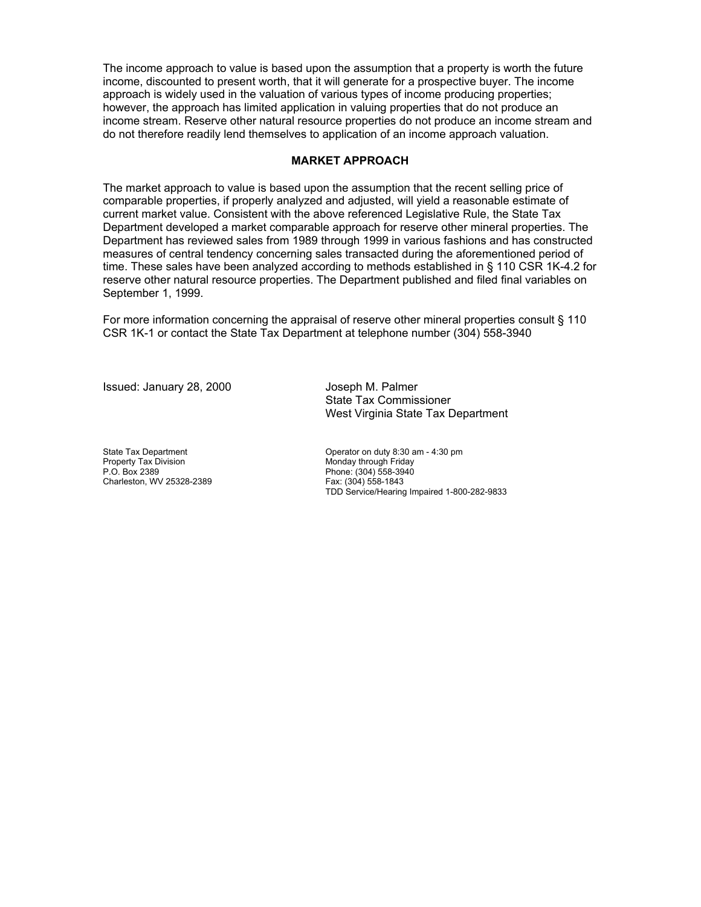The income approach to value is based upon the assumption that a property is worth the future income, discounted to present worth, that it will generate for a prospective buyer. The income approach is widely used in the valuation of various types of income producing properties; however, the approach has limited application in valuing properties that do not produce an income stream. Reserve other natural resource properties do not produce an income stream and do not therefore readily lend themselves to application of an income approach valuation.

## MARKET APPROACH

The market approach to value is based upon the assumption that the recent selling price of comparable properties, if properly analyzed and adjusted, will yield a reasonable estimate of current market value. Consistent with the above referenced Legislative Rule, the State Tax Department developed a market comparable approach for reserve other mineral properties. The Department has reviewed sales from 1989 through 1999 in various fashions and has constructed measures of central tendency concerning sales transacted during the aforementioned period of time. These sales have been analyzed according to methods established in § 110 CSR 1K-4.2 for reserve other natural resource properties. The Department published and filed final variables on September 1, 1999.

For more information concerning the appraisal of reserve other mineral properties consult § 110 CSR 1K-1 or contact the State Tax Department at telephone number (304) 558-3940

Issued: January 28, 2000

Joseph M. Palmer
State Tax Commissioner
West Virginia State Tax Department

State Tax Department
Property Tax Division
P.O. Box 2389
Charleston, WV 25328-2389

Operator on duty 8:30 am - 4:30 pm
Monday through Friday
Phone: (304) 558-3940
Fax: (304) 558-1843
TDD Service/Hearing Impaired 1-800-282-9833